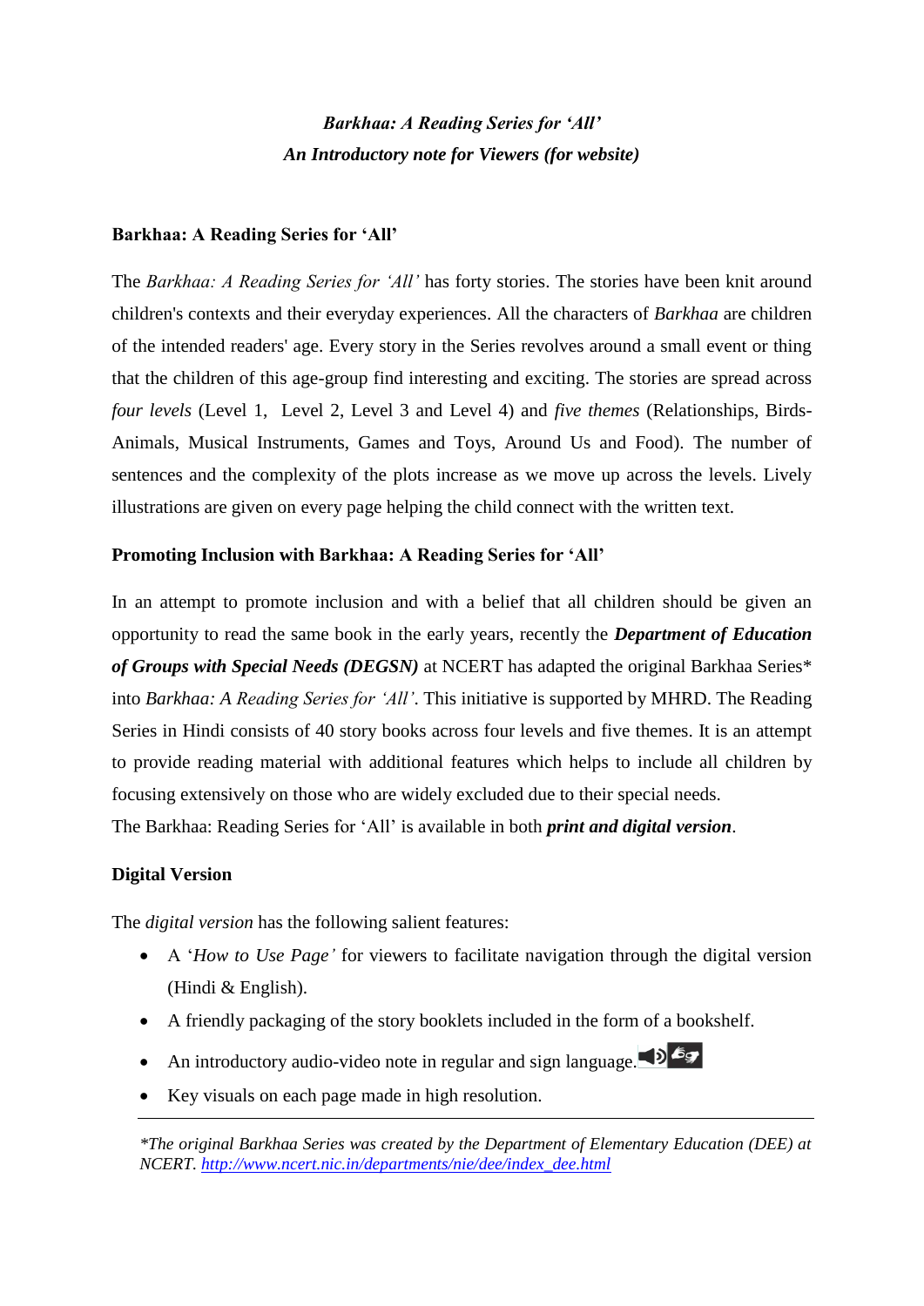*Barkhaa: A Reading Series for 'All'*
*An Introductory note for Viewers (for website)*

**Barkhaa: A Reading Series for 'All'**

The *Barkhaa: A Reading Series for 'All'* has forty stories. The stories have been knit around children's contexts and their everyday experiences. All the characters of *Barkhaa* are children of the intended readers' age. Every story in the Series revolves around a small event or thing that the children of this age-group find interesting and exciting. The stories are spread across *four levels* (Level 1, Level 2, Level 3 and Level 4) and *five themes* (Relationships, Birds-Animals, Musical Instruments, Games and Toys, Around Us and Food). The number of sentences and the complexity of the plots increase as we move up across the levels. Lively illustrations are given on every page helping the child connect with the written text.

**Promoting Inclusion with Barkhaa: A Reading Series for 'All'**

In an attempt to promote inclusion and with a belief that all children should be given an opportunity to read the same book in the early years, recently the ***Department of Education of Groups with Special Needs (DEGSN)*** at NCERT has adapted the original Barkhaa Series* into *Barkhaa: A Reading Series for 'All'*. This initiative is supported by MHRD. The Reading Series in Hindi consists of 40 story books across four levels and five themes. It is an attempt to provide reading material with additional features which helps to include all children by focusing extensively on those who are widely excluded due to their special needs.
The Barkhaa: Reading Series for 'All' is available in both ***print and digital version***.

**Digital Version**

The *digital version* has the following salient features:

- A '*How to Use Page'* for viewers to facilitate navigation through the digital version (Hindi & English).
- A friendly packaging of the story booklets included in the form of a bookshelf.
- An introductory audio-video note in regular and sign language.
- Key visuals on each page made in high resolution.

*\*The original Barkhaa Series was created by the Department of Elementary Education (DEE) at NCERT. http://www.ncert.nic.in/departments/nie/dee/index_dee.html*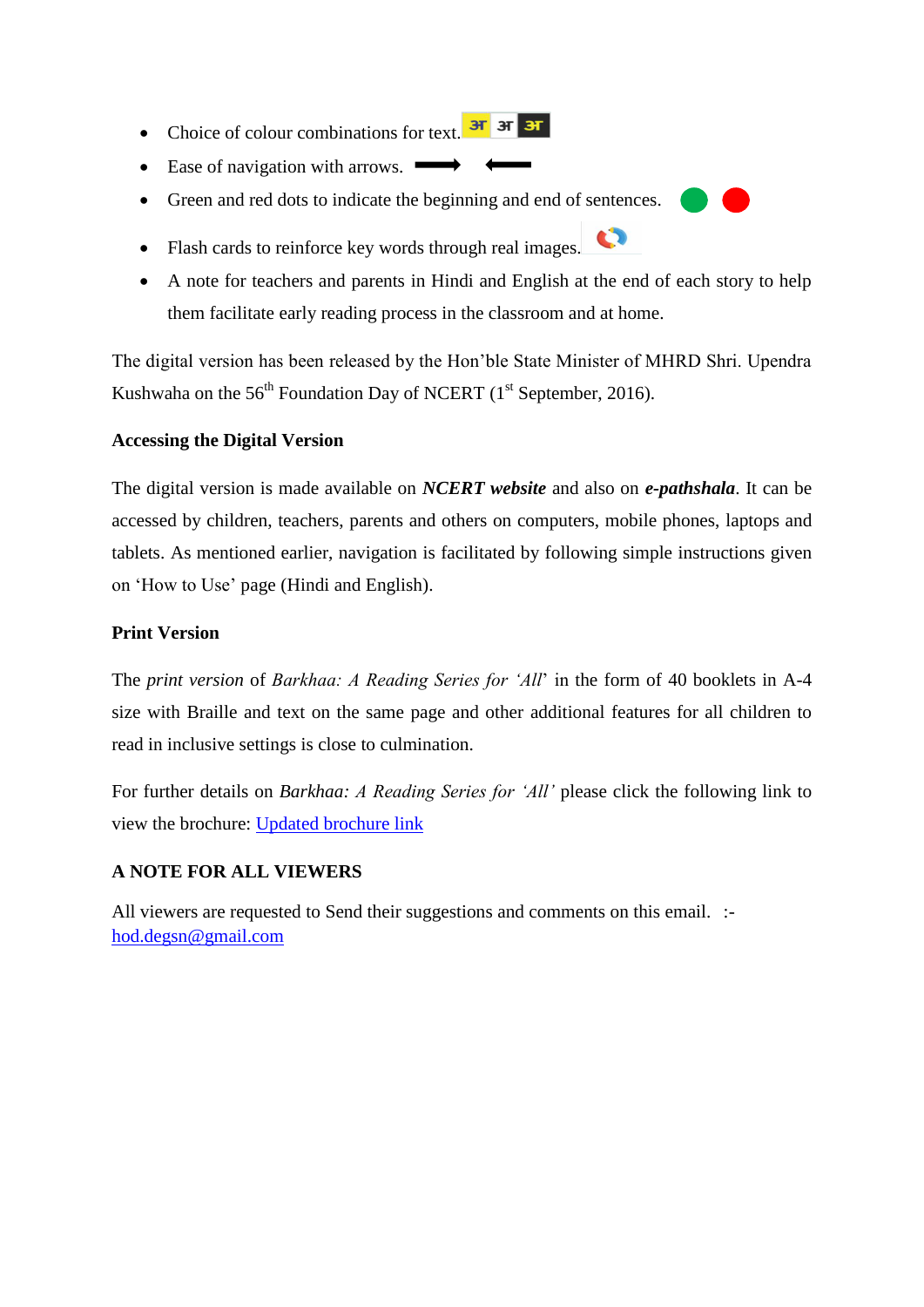- Choice of colour combinations for text.
- Ease of navigation with arrows.
- Green and red dots to indicate the beginning and end of sentences.
- Flash cards to reinforce key words through real images.
- A note for teachers and parents in Hindi and English at the end of each story to help them facilitate early reading process in the classroom and at home.

The digital version has been released by the Hon'ble State Minister of MHRD Shri. Upendra Kushwaha on the 56th Foundation Day of NCERT (1st September, 2016).

**Accessing the Digital Version**

The digital version is made available on ***NCERT website*** and also on ***e-pathshala***. It can be accessed by children, teachers, parents and others on computers, mobile phones, laptops and tablets. As mentioned earlier, navigation is facilitated by following simple instructions given on 'How to Use' page (Hindi and English).

**Print Version**

The *print version* of *Barkhaa: A Reading Series for 'All'* in the form of 40 booklets in A-4 size with Braille and text on the same page and other additional features for all children to read in inclusive settings is close to culmination.

For further details on *Barkhaa: A Reading Series for 'All'* please click the following link to view the brochure: Updated brochure link

**A NOTE FOR ALL VIEWERS**

All viewers are requested to Send their suggestions and comments on this email. :- hod.degsn@gmail.com